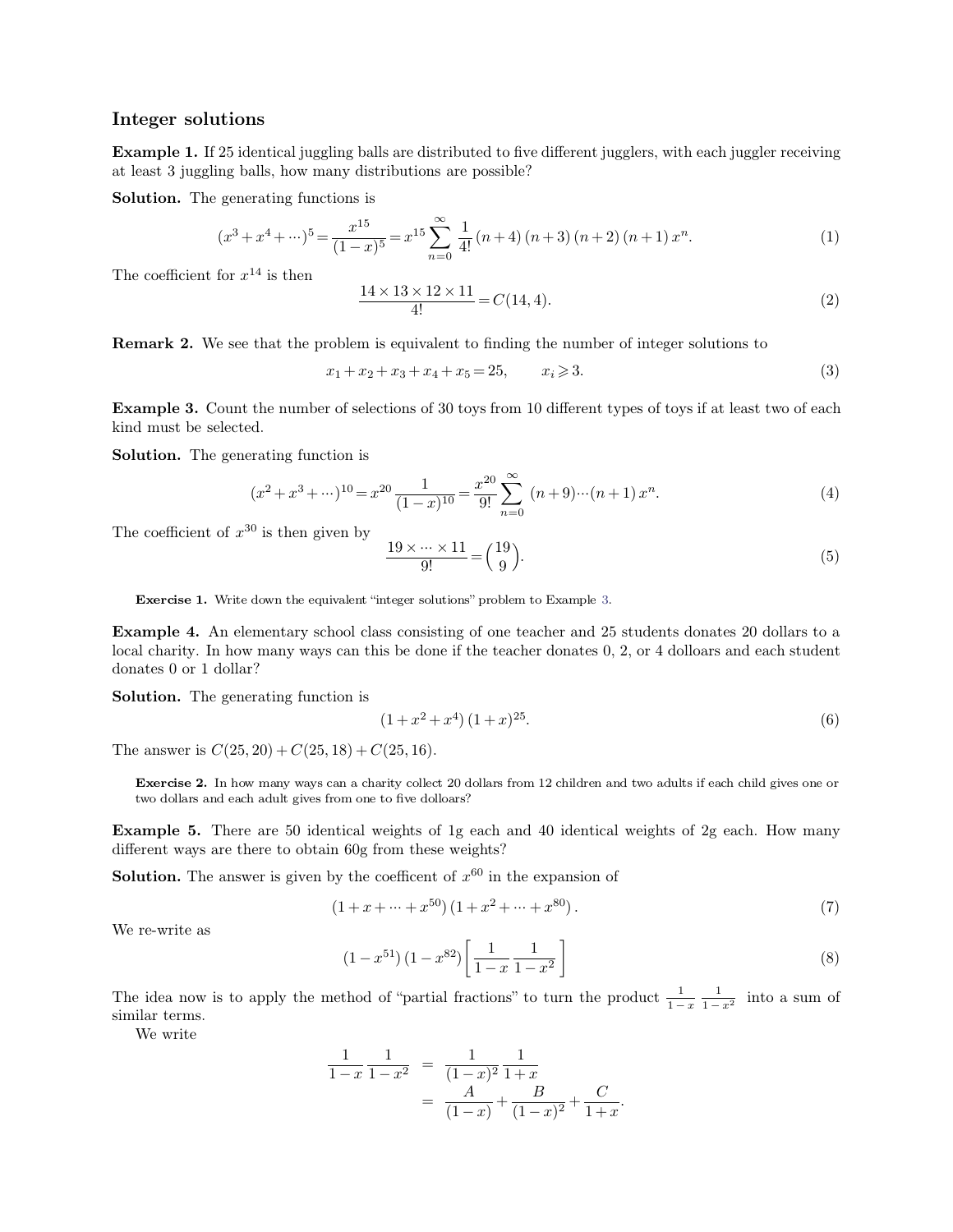## Integer solutions

**Example 1.** If 25 identical juggling balls are distributed to five different jugglers, with each juggler receiving at least 3 juggling balls, how many distributions are possible?

**Solution.** The generating functions is

$$(x^3+x^4+\cdots)^5 = \frac{x^{15}}{(1-x)^5} = x^{15}\sum_{n=0}^{\infty} \frac{1}{4!}(n+4)(n+3)(n+2)(n+1)\,x^n. \tag{1}$$

The coefficient for $x^{14}$ is then

$$\frac{14\times 13\times 12\times 11}{4!} = C(14,4). \tag{2}$$

**Remark 2.** We see that the problem is equivalent to finding the number of integer solutions to

$$x_1+x_2+x_3+x_4+x_5 = 25, \qquad x_i \geqslant 3. \tag{3}$$

**Example 3.** Count the number of selections of 30 toys from 10 different types of toys if at least two of each kind must be selected.

**Solution.** The generating function is

$$(x^2+x^3+\cdots)^{10} = x^{20}\frac{1}{(1-x)^{10}} = \frac{x^{20}}{9!}\sum_{n=0}^{\infty}(n+9)\cdots(n+1)\,x^n. \tag{4}$$

The coefficient of $x^{30}$ is then given by

$$\frac{19\times\cdots\times 11}{9!} = \binom{19}{9}. \tag{5}$$

**Exercise 1.** Write down the equivalent "integer solutions" problem to Example 3.

**Example 4.** An elementary school class consisting of one teacher and 25 students donates 20 dollars to a local charity. In how many ways can this be done if the teacher donates 0, 2, or 4 dolloars and each student donates 0 or 1 dollar?

**Solution.** The generating function is

$$(1+x^2+x^4)\,(1+x)^{25}. \tag{6}$$

The answer is $C(25,20)+C(25,18)+C(25,16)$.

**Exercise 2.** In how many ways can a charity collect 20 dollars from 12 children and two adults if each child gives one or two dollars and each adult gives from one to five dolloars?

**Example 5.** There are 50 identical weights of 1g each and 40 identical weights of 2g each. How many different ways are there to obtain 60g from these weights?

**Solution.** The answer is given by the coefficent of $x^{60}$ in the expansion of

$$(1+x+\cdots+x^{50})\,(1+x^2+\cdots+x^{80}). \tag{7}$$

We re-write as

$$(1-x^{51})\,(1-x^{82})\left[\frac{1}{1-x}\frac{1}{1-x^2}\right] \tag{8}$$

The idea now is to apply the method of "partial fractions" to turn the product $\frac{1}{1-x}\frac{1}{1-x^2}$ into a sum of similar terms.

We write

$$\begin{aligned}\frac{1}{1-x}\frac{1}{1-x^2} &= \frac{1}{(1-x)^2}\frac{1}{1+x}\\ &= \frac{A}{(1-x)}+\frac{B}{(1-x)^2}+\frac{C}{1+x}.\end{aligned}$$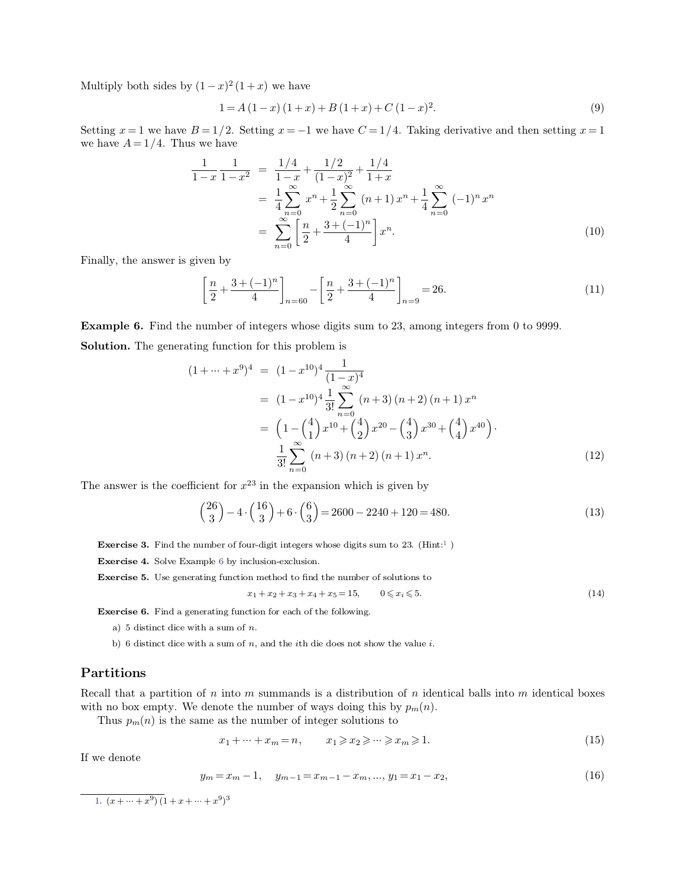Multiply both sides by $(1-x)^2(1+x)$ we have

$$1 = A(1-x)(1+x) + B(1+x) + C(1-x)^2. \tag{9}$$

Setting $x=1$ we have $B=1/2$. Setting $x=-1$ we have $C=1/4$. Taking derivative and then setting $x=1$ we have $A=1/4$. Thus we have

$$\begin{aligned}
\frac{1}{1-x}\frac{1}{1-x^2} &= \frac{1/4}{1-x} + \frac{1/2}{(1-x)^2} + \frac{1/4}{1+x} \\
&= \frac{1}{4}\sum_{n=0}^{\infty} x^n + \frac{1}{2}\sum_{n=0}^{\infty}(n+1)\,x^n + \frac{1}{4}\sum_{n=0}^{\infty}(-1)^n x^n \\
&= \sum_{n=0}^{\infty}\left[\frac{n}{2} + \frac{3+(-1)^n}{4}\right] x^n.
\end{aligned} \tag{10}$$

Finally, the answer is given by

$$\left[\frac{n}{2} + \frac{3+(-1)^n}{4}\right]_{n=60} - \left[\frac{n}{2} + \frac{3+(-1)^n}{4}\right]_{n=9} = 26. \tag{11}$$

**Example 6.** Find the number of integers whose digits sum to 23, among integers from 0 to 9999.

**Solution.** The generating function for this problem is

$$\begin{aligned}
(1+\cdots+x^9)^4 &= (1-x^{10})^4 \frac{1}{(1-x)^4} \\
&= (1-x^{10})^4 \frac{1}{3!}\sum_{n=0}^{\infty}(n+3)(n+2)(n+1)\,x^n \\
&= \left(1 - \binom{4}{1}x^{10} + \binom{4}{2}x^{20} - \binom{4}{3}x^{30} + \binom{4}{4}x^{40}\right)\cdot \\
&\quad \frac{1}{3!}\sum_{n=0}^{\infty}(n+3)(n+2)(n+1)\,x^n.
\end{aligned} \tag{12}$$

The answer is the coefficient for $x^{23}$ in the expansion which is given by

$$\binom{26}{3} - 4\cdot\binom{16}{3} + 6\cdot\binom{6}{3} = 2600 - 2240 + 120 = 480. \tag{13}$$

**Exercise 3.** Find the number of four-digit integers whose digits sum to 23. (Hint:[1] )

**Exercise 4.** Solve Example 6 by inclusion-exclusion.

**Exercise 5.** Use generating function method to find the number of solutions to

$$x_1 + x_2 + x_3 + x_4 + x_5 = 15, \qquad 0 \leqslant x_i \leqslant 5. \tag{14}$$

**Exercise 6.** Find a generating function for each of the following.

a) 5 distinct dice with a sum of $n$.

b) 6 distinct dice with a sum of $n$, and the $i$th die does not show the value $i$.

## Partitions

Recall that a partition of $n$ into $m$ summands is a distribution of $n$ identical balls into $m$ identical boxes with no box empty. We denote the number of ways doing this by $p_m(n)$.

Thus $p_m(n)$ is the same as the number of integer solutions to

$$x_1 + \cdots + x_m = n, \qquad x_1 \geqslant x_2 \geqslant \cdots \geqslant x_m \geqslant 1. \tag{15}$$

If we denote

$$y_m = x_m - 1, \quad y_{m-1} = x_{m-1} - x_m, \ldots, y_1 = x_1 - x_2, \tag{16}$$

---

[1] $(x+\cdots+x^9)(1+x+\cdots+x^9)^3$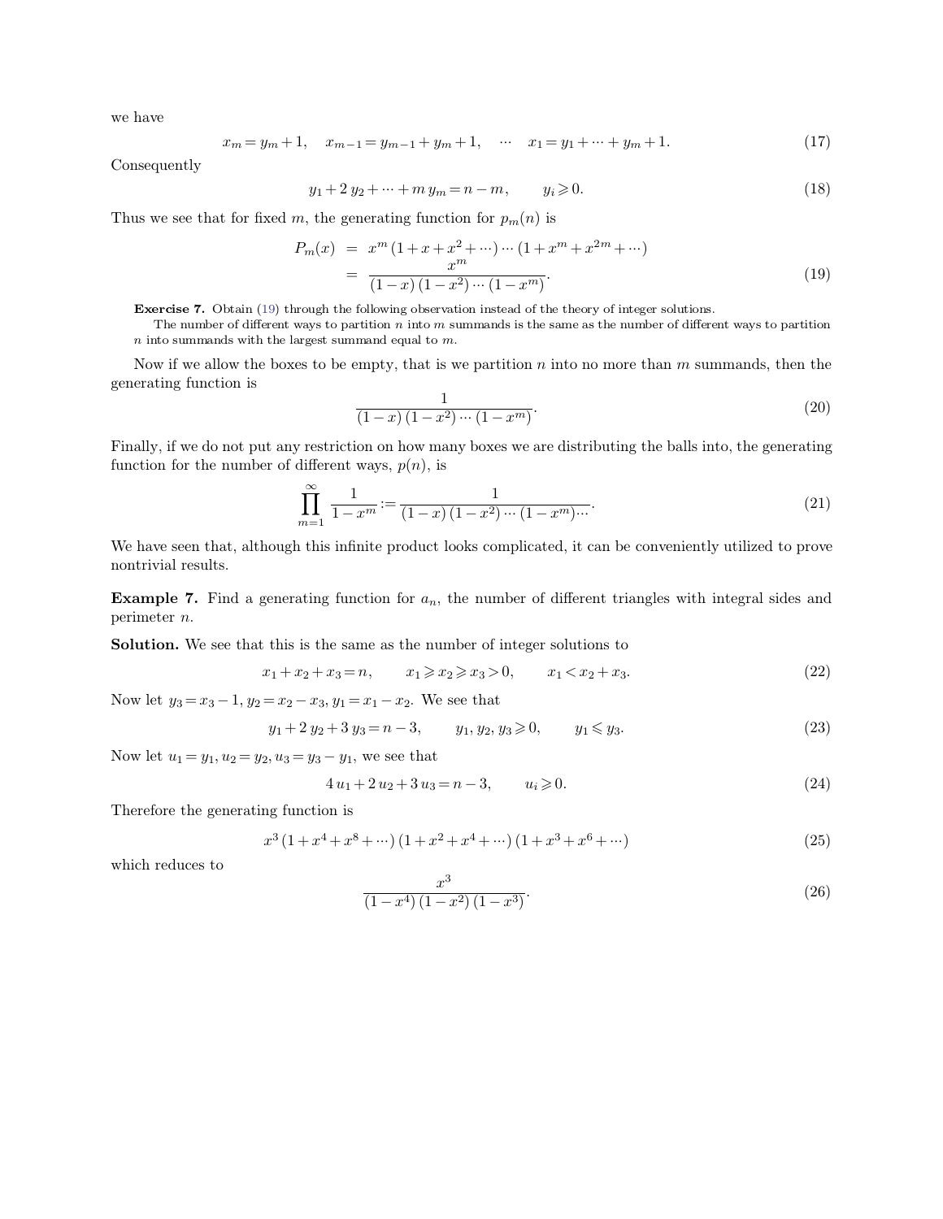we have

$$x_m = y_m + 1, \quad x_{m-1} = y_{m-1} + y_m + 1, \quad \cdots \quad x_1 = y_1 + \cdots + y_m + 1. \tag{17}$$

Consequently

$$y_1 + 2\, y_2 + \cdots + m\, y_m = n - m, \qquad y_i \geqslant 0. \tag{18}$$

Thus we see that for fixed $m$, the generating function for $p_m(n)$ is

$$\begin{aligned} P_m(x) &= x^m (1 + x + x^2 + \cdots) \cdots (1 + x^m + x^{2m} + \cdots) \\ &= \frac{x^m}{(1-x)(1-x^2)\cdots(1-x^m)}. \end{aligned} \tag{19}$$

**Exercise 7.** Obtain (19) through the following observation instead of the theory of integer solutions.

The number of different ways to partition $n$ into $m$ summands is the same as the number of different ways to partition $n$ into summands with the largest summand equal to $m$.

Now if we allow the boxes to be empty, that is we partition $n$ into no more than $m$ summands, then the generating function is

$$\frac{1}{(1-x)(1-x^2)\cdots(1-x^m)}. \tag{20}$$

Finally, if we do not put any restriction on how many boxes we are distributing the balls into, the generating function for the number of different ways, $p(n)$, is

$$\prod_{m=1}^{\infty} \frac{1}{1-x^m} := \frac{1}{(1-x)(1-x^2)\cdots(1-x^m)\cdots}. \tag{21}$$

We have seen that, although this infinite product looks complicated, it can be conveniently utilized to prove nontrivial results.

**Example 7.** Find a generating function for $a_n$, the number of different triangles with integral sides and perimeter $n$.

**Solution.** We see that this is the same as the number of integer solutions to

$$x_1 + x_2 + x_3 = n, \qquad x_1 \geqslant x_2 \geqslant x_3 > 0, \qquad x_1 < x_2 + x_3. \tag{22}$$

Now let $y_3 = x_3 - 1$, $y_2 = x_2 - x_3$, $y_1 = x_1 - x_2$. We see that

$$y_1 + 2\, y_2 + 3\, y_3 = n - 3, \qquad y_1, y_2, y_3 \geqslant 0, \qquad y_1 \leqslant y_3. \tag{23}$$

Now let $u_1 = y_1$, $u_2 = y_2$, $u_3 = y_3 - y_1$, we see that

$$4\, u_1 + 2\, u_2 + 3\, u_3 = n - 3, \qquad u_i \geqslant 0. \tag{24}$$

Therefore the generating function is

$$x^3 (1 + x^4 + x^8 + \cdots)(1 + x^2 + x^4 + \cdots)(1 + x^3 + x^6 + \cdots) \tag{25}$$

which reduces to

$$\frac{x^3}{(1-x^4)(1-x^2)(1-x^3)}. \tag{26}$$